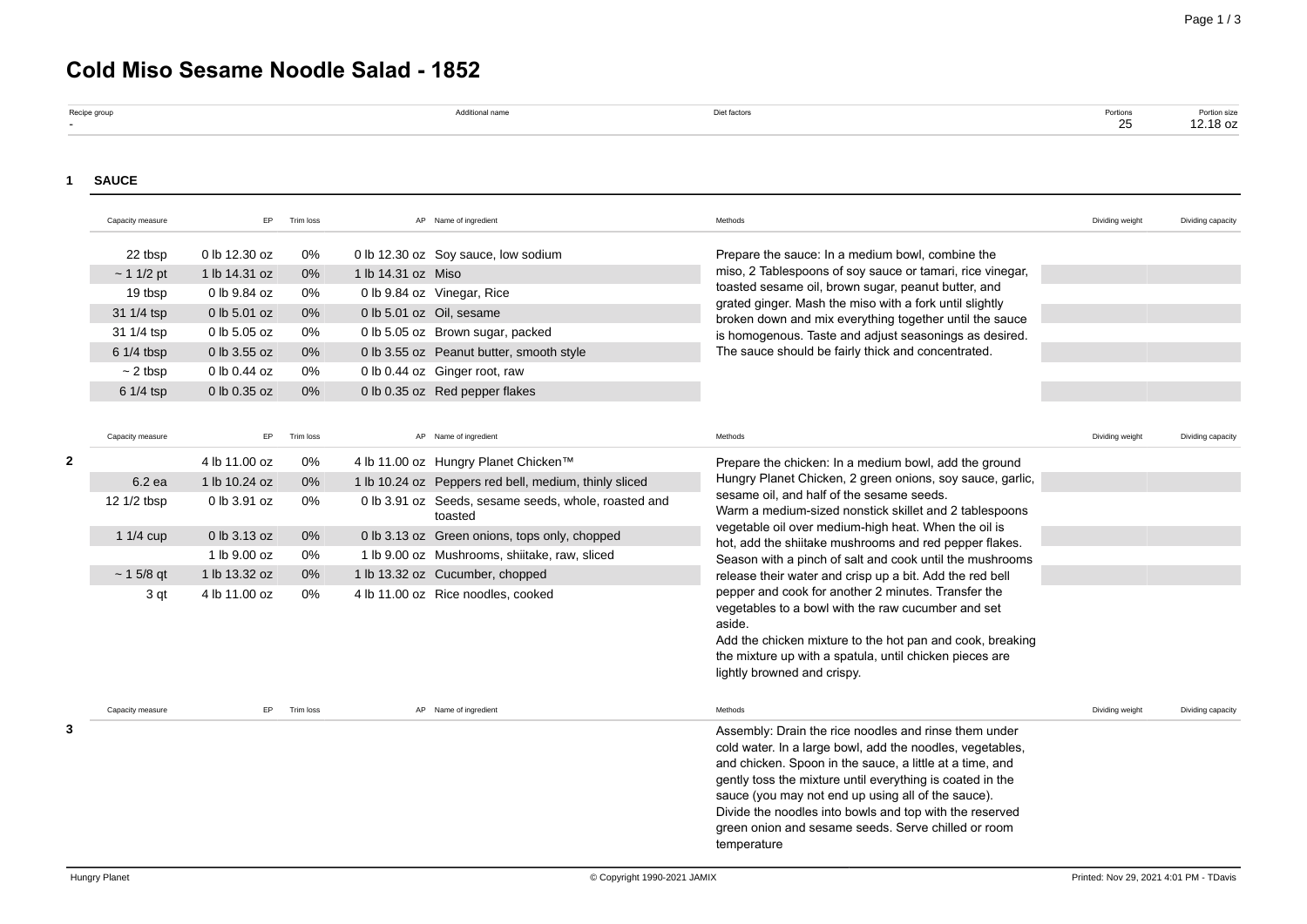# Cold Miso Sesame Noodle Salad - 1852

| Recipe group | Additional name | Diet factors | Portions | Portion size |
|---|---|---|---|---|
| - | | | 25 | 12.18 oz |

## 1 SAUCE

| Capacity measure | EP | Trim loss | AP | Name of ingredient | Methods | Dividing weight | Dividing capacity |
|---|---|---|---|---|---|---|---|
| 22 tbsp | 0 lb 12.30 oz | 0% | 0 lb 12.30 oz | Soy sauce, low sodium | Prepare the sauce: In a medium bowl, combine the miso, 2 Tablespoons of soy sauce or tamari, rice vinegar, toasted sesame oil, brown sugar, peanut butter, and grated ginger. Mash the miso with a fork until slightly broken down and mix everything together until the sauce is homogenous. Taste and adjust seasonings as desired. The sauce should be fairly thick and concentrated. | | |
| ~ 1 1/2 pt | 1 lb 14.31 oz | 0% | 1 lb 14.31 oz | Miso | | | |
| 19 tbsp | 0 lb 9.84 oz | 0% | 0 lb 9.84 oz | Vinegar, Rice | | | |
| 31 1/4 tsp | 0 lb 5.01 oz | 0% | 0 lb 5.01 oz | Oil, sesame | | | |
| 31 1/4 tsp | 0 lb 5.05 oz | 0% | 0 lb 5.05 oz | Brown sugar, packed | | | |
| 6 1/4 tbsp | 0 lb 3.55 oz | 0% | 0 lb 3.55 oz | Peanut butter, smooth style | | | |
| ~ 2 tbsp | 0 lb 0.44 oz | 0% | 0 lb 0.44 oz | Ginger root, raw | | | |
| 6 1/4 tsp | 0 lb 0.35 oz | 0% | 0 lb 0.35 oz | Red pepper flakes | | | |

## 2

| Capacity measure | EP | Trim loss | AP | Name of ingredient | Methods | Dividing weight | Dividing capacity |
|---|---|---|---|---|---|---|---|
| | 4 lb 11.00 oz | 0% | 4 lb 11.00 oz | Hungry Planet Chicken™ | Prepare the chicken: In a medium bowl, add the ground Hungry Planet Chicken, 2 green onions, soy sauce, garlic, sesame oil, and half of the sesame seeds.<br>Warm a medium-sized nonstick skillet and 2 tablespoons vegetable oil over medium-high heat. When the oil is hot, add the shiitake mushrooms and red pepper flakes. Season with a pinch of salt and cook until the mushrooms release their water and crisp up a bit. Add the red bell pepper and cook for another 2 minutes. Transfer the vegetables to a bowl with the raw cucumber and set aside.<br>Add the chicken mixture to the hot pan and cook, breaking the mixture up with a spatula, until chicken pieces are lightly browned and crispy. | | |
| 6.2 ea | 1 lb 10.24 oz | 0% | 1 lb 10.24 oz | Peppers red bell, medium, thinly sliced | | | |
| 12 1/2 tbsp | 0 lb 3.91 oz | 0% | 0 lb 3.91 oz | Seeds, sesame seeds, whole, roasted and toasted | | | |
| 1 1/4 cup | 0 lb 3.13 oz | 0% | 0 lb 3.13 oz | Green onions, tops only, chopped | | | |
| | 1 lb 9.00 oz | 0% | 1 lb 9.00 oz | Mushrooms, shiitake, raw, sliced | | | |
| ~ 1 5/8 qt | 1 lb 13.32 oz | 0% | 1 lb 13.32 oz | Cucumber, chopped | | | |
| 3 qt | 4 lb 11.00 oz | 0% | 4 lb 11.00 oz | Rice noodles, cooked | | | |

## 3

| Capacity measure | EP | Trim loss | AP | Name of ingredient | Methods | Dividing weight | Dividing capacity |
|---|---|---|---|---|---|---|---|
| | | | | | Assembly: Drain the rice noodles and rinse them under cold water. In a large bowl, add the noodles, vegetables, and chicken. Spoon in the sauce, a little at a time, and gently toss the mixture until everything is coated in the sauce (you may not end up using all of the sauce).<br>Divide the noodles into bowls and top with the reserved green onion and sesame seeds. Serve chilled or room temperature | | |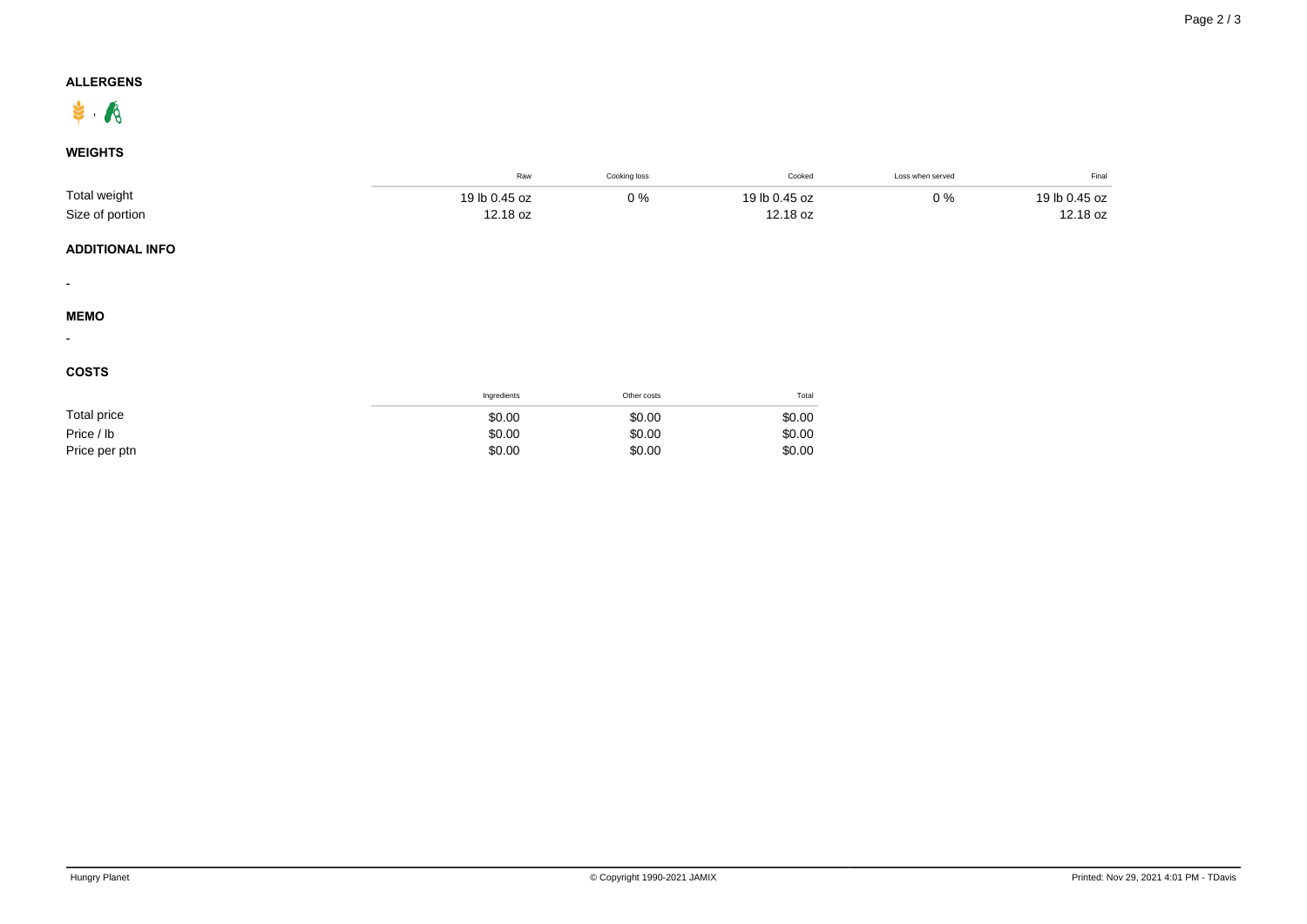## ALLERGENS

,

## WEIGHTS

| | Raw | Cooking loss | Cooked | Loss when served | Final |
|---|---|---|---|---|---|
| Total weight | 19 lb 0.45 oz | 0 % | 19 lb 0.45 oz | 0 % | 19 lb 0.45 oz |
| Size of portion | 12.18 oz | | 12.18 oz | | 12.18 oz |

## ADDITIONAL INFO

-

## MEMO

-

## COSTS

| | Ingredients | Other costs | Total |
|---|---|---|---|
| Total price | $0.00 | $0.00 | $0.00 |
| Price / lb | $0.00 | $0.00 | $0.00 |
| Price per ptn | $0.00 | $0.00 | $0.00 |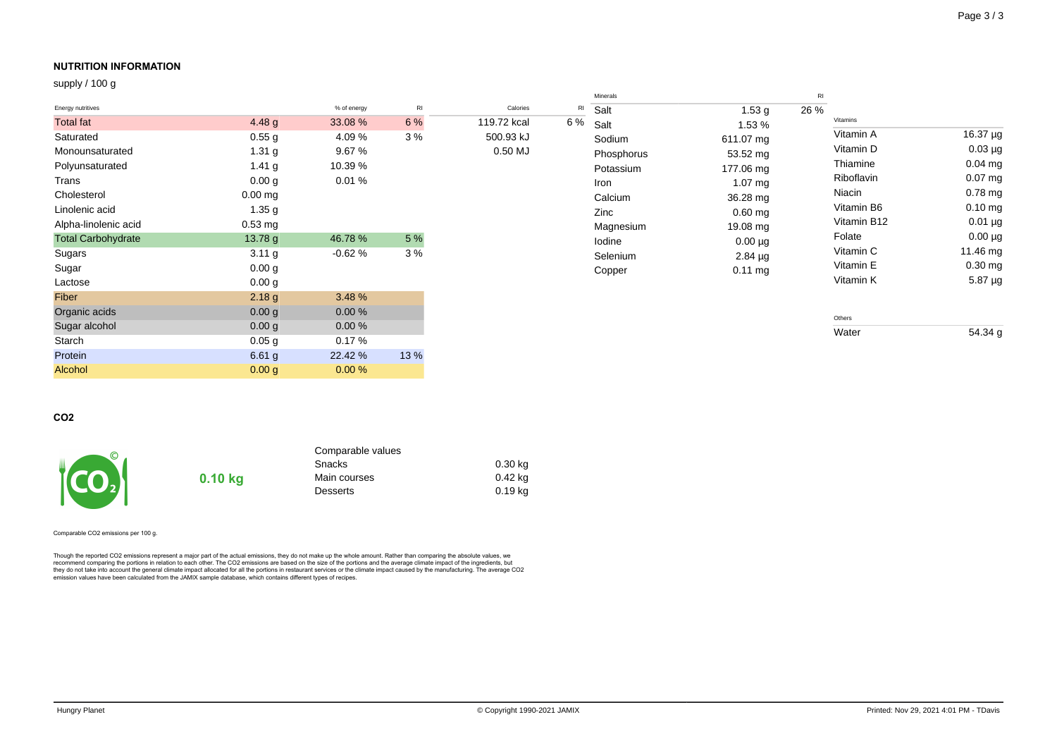## NUTRITION INFORMATION

supply / 100 g

| Energy nutritives | | % of energy | RI |
|---|---|---|---|
| Total fat | 4.48 g | 33.08 % | 6 % |
| Saturated | 0.55 g | 4.09 % | 3 % |
| Monounsaturated | 1.31 g | 9.67 % | |
| Polyunsaturated | 1.41 g | 10.39 % | |
| Trans | 0.00 g | 0.01 % | |
| Cholesterol | 0.00 mg | | |
| Linolenic acid | 1.35 g | | |
| Alpha-linolenic acid | 0.53 mg | | |
| Total Carbohydrate | 13.78 g | 46.78 % | 5 % |
| Sugars | 3.11 g | -0.62 % | 3 % |
| Sugar | 0.00 g | | |
| Lactose | 0.00 g | | |
| Fiber | 2.18 g | 3.48 % | |
| Organic acids | 0.00 g | 0.00 % | |
| Sugar alcohol | 0.00 g | 0.00 % | |
| Starch | 0.05 g | 0.17 % | |
| Protein | 6.61 g | 22.42 % | 13 % |
| Alcohol | 0.00 g | 0.00 % | |

| Calories | RI |
|---|---|
| 119.72 kcal | 6 % |
| 500.93 kJ | |
| 0.50 MJ | |

| Minerals | | RI |
|---|---|---|
| Salt | 1.53 g | 26 % |
| Salt | 1.53 % | |
| Sodium | 611.07 mg | |
| Phosphorus | 53.52 mg | |
| Potassium | 177.06 mg | |
| Iron | 1.07 mg | |
| Calcium | 36.28 mg | |
| Zinc | 0.60 mg | |
| Magnesium | 19.08 mg | |
| Iodine | 0.00 µg | |
| Selenium | 2.84 µg | |
| Copper | 0.11 mg | |

| Vitamins | |
|---|---|
| Vitamin A | 16.37 µg |
| Vitamin D | 0.03 µg |
| Thiamine | 0.04 mg |
| Riboflavin | 0.07 mg |
| Niacin | 0.78 mg |
| Vitamin B6 | 0.10 mg |
| Vitamin B12 | 0.01 µg |
| Folate | 0.00 µg |
| Vitamin C | 11.46 mg |
| Vitamin E | 0.30 mg |
| Vitamin K | 5.87 µg |

| Others | |
|---|---|
| Water | 54.34 g |

## CO2

**0.10 kg**

| Comparable values | |
|---|---|
| Snacks | 0.30 kg |
| Main courses | 0.42 kg |
| Desserts | 0.19 kg |

Comparable CO2 emissions per 100 g.

Though the reported CO2 emissions represent a major part of the actual emissions, they do not make up the whole amount. Rather than comparing the absolute values, we recommend comparing the portions in relation to each other. The CO2 emissions are based on the size of the portions and the average climate impact of the ingredients, but they do not take into account the general climate impact allocated for all the portions in restaurant services or the climate impact caused by the manufacturing. The average CO2 emission values have been calculated from the JAMIX sample database, which contains different types of recipes.

Hungry Planet © Copyright 1990-2021 JAMIX Printed: Nov 29, 2021 4:01 PM - TDavis